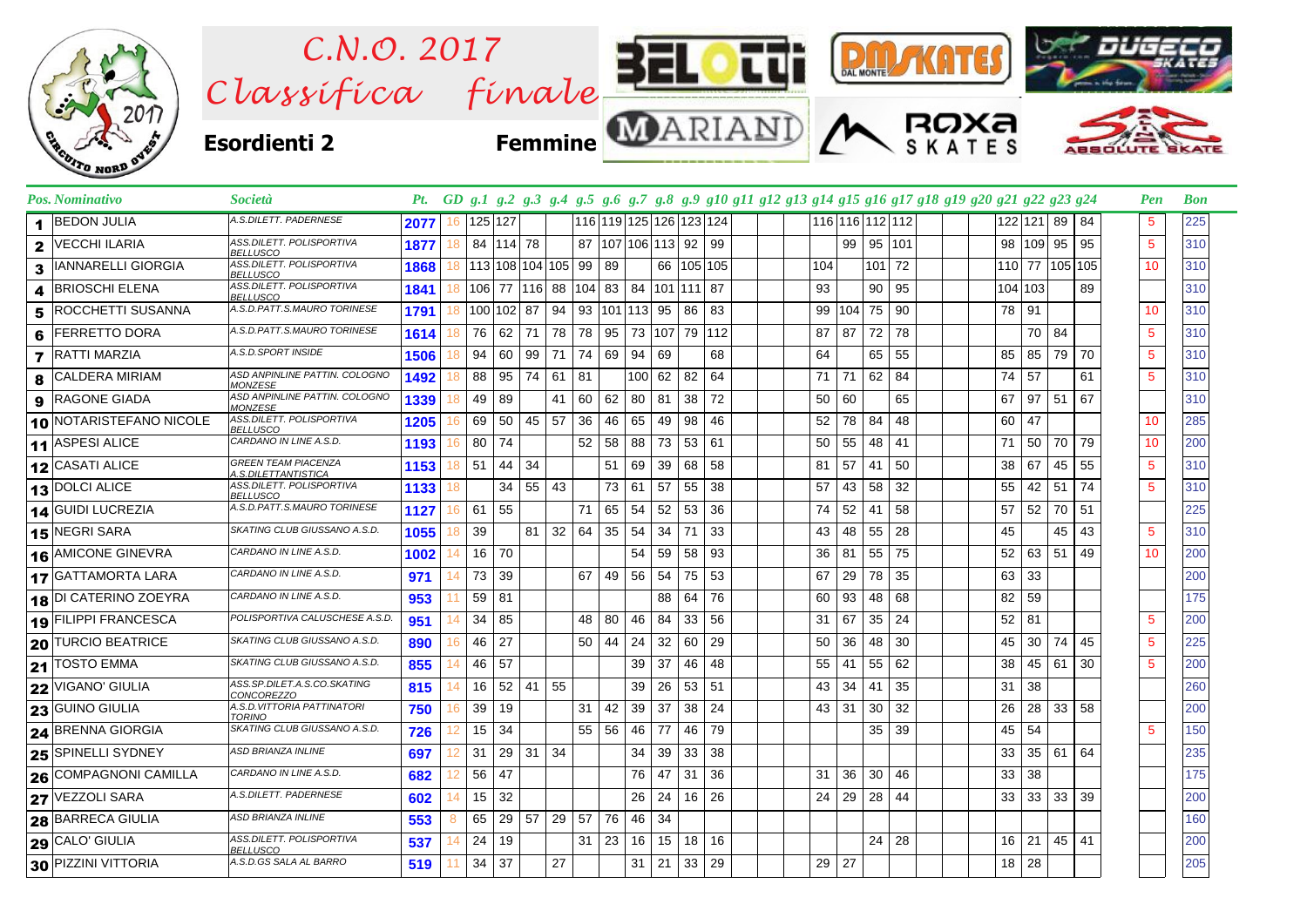# C.N.O. 2017 Classifica finale

## Esordienti 2 — Femmine

| Pos. | Nominativo | Società | Pt. | GD | g.1 | g.2 | g.3 | g.4 | g.5 | g.6 | g.7 | g.8 | g.9 | g10 | g11 | g12 | g13 | g14 | g15 | g16 | g17 | g18 | g19 | g20 | g21 | g22 | g23 | g24 | Pen | Bon |
|---|---|---|---|---|---|---|---|---|---|---|---|---|---|---|---|---|---|---|---|---|---|---|---|---|---|---|---|---|---|---|
| 1 | BEDON JULIA | A.S.DILETT. PADERNESE | 2077 | 16 | 125 | 127 | | | 116 | 119 | 125 | 126 | 123 | 124 | | | | 116 | 116 | 112 | 112 | | | | 122 | 121 | 89 | 84 | 5 | 225 |
| 2 | VECCHI ILARIA | ASS.DILETT. POLISPORTIVA BELLUSCO | 1877 | 18 | 84 | 114 | 78 | | 87 | 107 | 106 | 113 | 92 | 99 | | | | | 99 | 95 | 101 | | | | 98 | 109 | 95 | 95 | 5 | 310 |
| 3 | IANNARELLI GIORGIA | ASS.DILETT. POLISPORTIVA BELLUSCO | 1868 | 18 | 113 | 108 | 104 | 105 | 99 | 89 | | 66 | 105 | 105 | | | | 104 | | 101 | 72 | | | | 110 | 77 | 105 | 105 | 10 | 310 |
| 4 | BRIOSCHI ELENA | ASS.DILETT. POLISPORTIVA BELLUSCO | 1841 | 18 | 106 | 77 | 116 | 88 | 104 | 83 | 84 | 101 | 111 | 87 | | | | 93 | | 90 | 95 | | | | 104 | 103 | | 89 | | 310 |
| 5 | ROCCHETTI SUSANNA | A.S.D.PATT.S.MAURO TORINESE | 1791 | 18 | 100 | 102 | 87 | 94 | 93 | 101 | 113 | 95 | 86 | 83 | | | | 99 | 104 | 75 | 90 | | | | 78 | 91 | | | 10 | 310 |
| 6 | FERRETTO DORA | A.S.D.PATT.S.MAURO TORINESE | 1614 | 18 | 76 | 62 | 71 | 78 | 78 | 95 | 73 | 107 | 79 | 112 | | | | 87 | 87 | 72 | 78 | | | | | 70 | 84 | | 5 | 310 |
| 7 | RATTI MARZIA | A.S.D.SPORT INSIDE | 1506 | 18 | 94 | 60 | 99 | 71 | 74 | 69 | 94 | 69 | | 68 | | | | 64 | | 65 | 55 | | | | 85 | 85 | 79 | 70 | 5 | 310 |
| 8 | CALDERA MIRIAM | ASD ANPINLINE PATTIN. COLOGNO MONZESE | 1492 | 18 | 88 | 95 | 74 | 61 | 81 | | 100 | 62 | 82 | 64 | | | | 71 | 71 | 62 | 84 | | | | 74 | 57 | | 61 | 5 | 310 |
| 9 | RAGONE GIADA | ASD ANPINLINE PATTIN. COLOGNO MONZESE | 1339 | 18 | 49 | 89 | | 41 | 60 | 62 | 80 | 81 | 38 | 72 | | | | 50 | 60 | | 65 | | | | 67 | 97 | 51 | 67 | | 310 |
| 10 | NOTARISTEFANO NICOLE | ASS.DILETT. POLISPORTIVA BELLUSCO | 1205 | 16 | 69 | 50 | 45 | 57 | 36 | 46 | 65 | 49 | 98 | 46 | | | | 52 | 78 | 84 | 48 | | | | 60 | 47 | | | 10 | 285 |
| 11 | ASPESI ALICE | CARDANO IN LINE A.S.D. | 1193 | 16 | 80 | 74 | | | 52 | 58 | 88 | 73 | 53 | 61 | | | | 50 | 55 | 48 | 41 | | | | 71 | 50 | 70 | 79 | 10 | 200 |
| 12 | CASATI ALICE | GREEN TEAM PIACENZA A.S.DILETTANTISTICA | 1153 | 18 | 51 | 44 | 34 | | | 51 | 69 | 39 | 68 | 58 | | | | 81 | 57 | 41 | 50 | | | | 38 | 67 | 45 | 55 | 5 | 310 |
| 13 | DOLCI ALICE | ASS.DILETT. POLISPORTIVA BELLUSCO | 1133 | 18 | | | 34 | 55 | 43 | | 73 | 61 | 57 | 55 | 38 | | | 57 | 43 | 58 | 32 | | | | 55 | 42 | 51 | 74 | 5 | 310 |
| 14 | GUIDI LUCREZIA | A.S.D.PATT.S.MAURO TORINESE | 1127 | 16 | 61 | 55 | | | 71 | 65 | 54 | 52 | 53 | 36 | | | | 74 | 52 | 41 | 58 | | | | 57 | 52 | 70 | 51 | | 225 |
| 15 | NEGRI SARA | SKATING CLUB GIUSSANO A.S.D. | 1055 | 18 | 39 | | 81 | 32 | 64 | 35 | 54 | 34 | 71 | 33 | | | | 43 | 48 | 55 | 28 | | | | 45 | | 45 | 43 | 5 | 310 |
| 16 | AMICONE GINEVRA | CARDANO IN LINE A.S.D. | 1002 | 14 | 16 | 70 | | | | | 54 | 59 | 58 | 93 | | | | 36 | 81 | 55 | 75 | | | | 52 | 63 | 51 | 49 | 10 | 200 |
| 17 | GATTAMORTA LARA | CARDANO IN LINE A.S.D. | 971 | 14 | 73 | 39 | | | 67 | 49 | 56 | 54 | 75 | 53 | | | | 67 | 29 | 78 | 35 | | | | 63 | 33 | | | | 200 |
| 18 | DI CATERINO ZOEYRA | CARDANO IN LINE A.S.D. | 953 | 11 | 59 | 81 | | | | | | 88 | 64 | 76 | | | | 60 | 93 | 48 | 68 | | | | 82 | 59 | | | | 175 |
| 19 | FILIPPI FRANCESCA | POLISPORTIVA CALUSCHESE A.S.D. | 951 | 14 | 34 | 85 | | | 48 | 80 | 46 | 84 | 33 | 56 | | | | 31 | 67 | 35 | 24 | | | | 52 | 81 | | | 5 | 200 |
| 20 | TURCIO BEATRICE | SKATING CLUB GIUSSANO A.S.D. | 890 | 16 | 46 | 27 | | | 50 | 44 | 24 | 32 | 60 | 29 | | | | 50 | 36 | 48 | 30 | | | | 45 | 30 | 74 | 45 | 5 | 225 |
| 21 | TOSTO EMMA | SKATING CLUB GIUSSANO A.S.D. | 855 | 14 | 46 | 57 | | | | | 39 | 37 | 46 | 48 | | | | 55 | 41 | 55 | 62 | | | | 38 | 45 | 61 | 30 | 5 | 200 |
| 22 | VIGANO' GIULIA | ASS.SP.DILET.A.S.CO.SKATING CONCOREZZO | 815 | 14 | 16 | 52 | 41 | 55 | | | 39 | 26 | 53 | 51 | | | | 43 | 34 | 41 | 35 | | | | 31 | 38 | | | | 260 |
| 23 | GUINO GIULIA | A.S.D.VITTORIA PATTINATORI TORINO | 750 | 16 | 39 | 19 | | | 31 | 42 | 39 | 37 | 38 | 24 | | | | 43 | 31 | 30 | 32 | | | | 26 | 28 | 33 | 58 | | 200 |
| 24 | BRENNA GIORGIA | SKATING CLUB GIUSSANO A.S.D. | 726 | 12 | 15 | 34 | | | 55 | 56 | 46 | 77 | 46 | 79 | | | | | | 35 | 39 | | | | 45 | 54 | | | 5 | 150 |
| 25 | SPINELLI SYDNEY | ASD BRIANZA INLINE | 697 | 12 | 31 | 29 | 31 | 34 | | | 34 | 39 | 33 | 38 | | | | | | | | | | | 33 | 35 | 61 | 64 | | 235 |
| 26 | COMPAGNONI CAMILLA | CARDANO IN LINE A.S.D. | 682 | 12 | 56 | 47 | | | | | 76 | 47 | 31 | 36 | | | | 31 | 36 | 30 | 46 | | | | 33 | 38 | | | | 175 |
| 27 | VEZZOLI SARA | A.S.DILETT. PADERNESE | 602 | 14 | 15 | 32 | | | | | 26 | 24 | 16 | 26 | | | | 24 | 29 | 28 | 44 | | | | 33 | 33 | 33 | 39 | | 200 |
| 28 | BARRECA GIULIA | ASD BRIANZA INLINE | 553 | 8 | 65 | 29 | 57 | 29 | 57 | 76 | 46 | 34 | | | | | | | | | | | | | | | | | | 160 |
| 29 | CALO' GIULIA | ASS.DILETT. POLISPORTIVA BELLUSCO | 537 | 14 | 24 | 19 | | | 31 | 23 | 16 | 15 | 18 | 16 | | | | | | 24 | 28 | | | | 16 | 21 | 45 | 41 | | 200 |
| 30 | PIZZINI VITTORIA | A.S.D.GS SALA AL BARRO | 519 | 11 | 34 | 37 | | 27 | | | 31 | 21 | 33 | 29 | | | | 29 | 27 | | | | | | 18 | 28 | | | | 205 |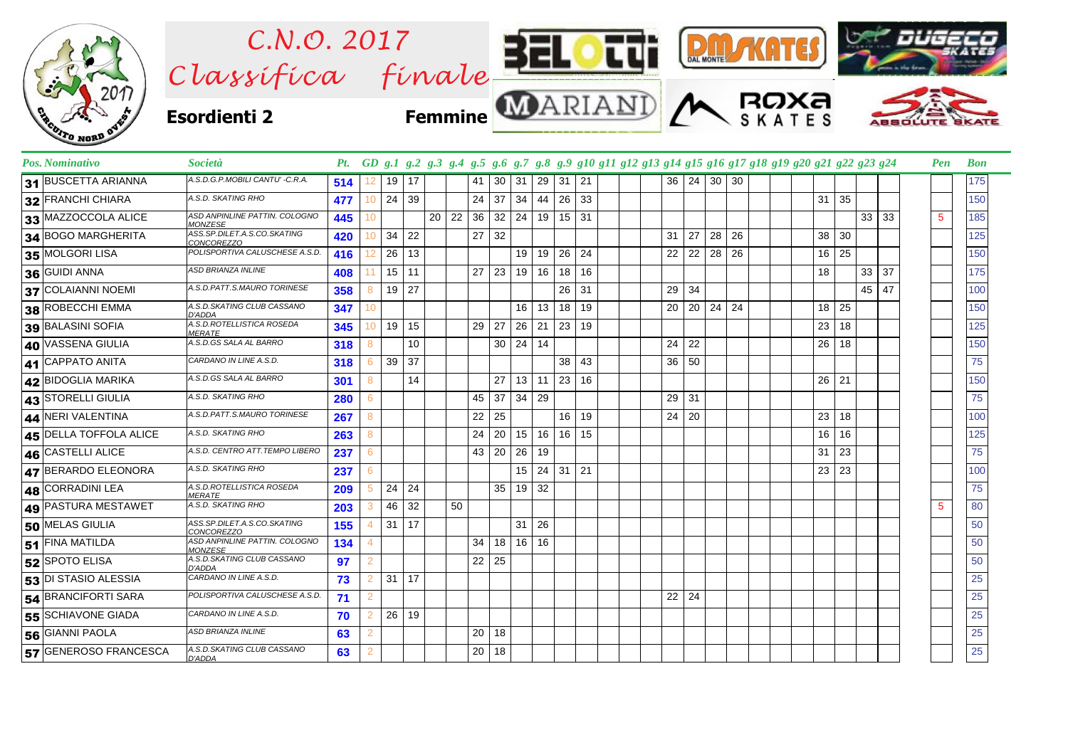# C.N.O. 2017 Classifica finale

**Esordienti 2** **Femmine**

| Pos. | Nominativo | Società | Pt. | GD | g.1 | g.2 | g.3 | g.4 | g.5 | g.6 | g.7 | g.8 | g.9 | g.10 | g.11 | g.12 | g.13 | g.14 | g.15 | g.16 | g.17 | g.18 | g.19 | g.20 | g.21 | g.22 | g.23 | g.24 | Pen | Bon |
|---|---|---|---|---|---|---|---|---|---|---|---|---|---|---|---|---|---|---|---|---|---|---|---|---|---|---|---|---|---|---|
| 31 | BUSCETTA ARIANNA | A.S.D.G.P.MOBILI CANTU' -C.R.A. | 514 | 12 | 19 | 17 | | | 41 | 30 | 31 | 29 | 31 | 21 | | | | 36 | 24 | 30 | 30 | | | | | | | | | 175 |
| 32 | FRANCHI CHIARA | A.S.D. SKATING RHO | 477 | 10 | 24 | 39 | | | 24 | 37 | 34 | 44 | 26 | 33 | | | | | | | | | | | 31 | 35 | | | | 150 |
| 33 | MAZZOCCOLA ALICE | ASD ANPINLINE PATTIN. COLOGNO MONZESE | 445 | 10 | | | 20 | 22 | 36 | 32 | 24 | 19 | 15 | 31 | | | | | | | | | | | | | 33 | 33 | 5 | 185 |
| 34 | BOGO MARGHERITA | ASS.SP.DILET.A.S.CO.SKATING CONCOREZZO | 420 | 10 | 34 | 22 | | | 27 | 32 | | | | | | | | 31 | 27 | 28 | 26 | | | | 38 | 30 | | | | 125 |
| 35 | MOLGORI LISA | POLISPORTIVA CALUSCHESE A.S.D. | 416 | 12 | 26 | 13 | | | | | 19 | 19 | 26 | 24 | | | | 22 | 22 | 28 | 26 | | | | 16 | 25 | | | | 150 |
| 36 | GUIDI ANNA | ASD BRIANZA INLINE | 408 | 11 | 15 | 11 | | | 27 | 23 | 19 | 16 | 18 | 16 | | | | | | | | | | | 18 | | 33 | 37 | | 175 |
| 37 | COLAIANNI NOEMI | A.S.D.PATT.S.MAURO TORINESE | 358 | 8 | 19 | 27 | | | | | | | 26 | 31 | | | | 29 | 34 | | | | | | | | 45 | 47 | | 100 |
| 38 | ROBECCHI EMMA | A.S.D.SKATING CLUB CASSANO D'ADDA | 347 | 10 | | | | | | | 16 | 13 | 18 | 19 | | | | 20 | 20 | 24 | 24 | | | | 18 | 25 | | | | 150 |
| 39 | BALASINI SOFIA | A.S.D.ROTELLISTICA ROSEDA MERATE | 345 | 10 | 19 | 15 | | | 29 | 27 | 26 | 21 | 23 | 19 | | | | | | | | | | | 23 | 18 | | | | 125 |
| 40 | VASSENA GIULIA | A.S.D.GS SALA AL BARRO | 318 | 8 | | 10 | | | | 30 | 24 | 14 | | | | | | 24 | 22 | | | | | | 26 | 18 | | | | 150 |
| 41 | CAPPATO ANITA | CARDANO IN LINE A.S.D. | 318 | 6 | 39 | 37 | | | | | | | 38 | 43 | | | | 36 | 50 | | | | | | | | | | | 75 |
| 42 | BIDOGLIA MARIKA | A.S.D.GS SALA AL BARRO | 301 | 8 | | 14 | | | | 27 | 13 | 11 | 23 | 16 | | | | | | | | | | | 26 | 21 | | | | 150 |
| 43 | STORELLI GIULIA | A.S.D. SKATING RHO | 280 | 6 | | | | | 45 | 37 | 34 | 29 | | | | | | 29 | 31 | | | | | | | | | | | 75 |
| 44 | NERI VALENTINA | A.S.D.PATT.S.MAURO TORINESE | 267 | 8 | | | | | 22 | 25 | | | 16 | 19 | | | | 24 | 20 | | | | | | 23 | 18 | | | | 100 |
| 45 | DELLA TOFFOLA ALICE | A.S.D. SKATING RHO | 263 | 8 | | | | | 24 | 20 | 15 | 16 | 16 | 15 | | | | | | | | | | | 16 | 16 | | | | 125 |
| 46 | CASTELLI ALICE | A.S.D. CENTRO ATT.TEMPO LIBERO | 237 | 6 | | | | | 43 | 20 | 26 | 19 | | | | | | | | | | | | | 31 | 23 | | | | 75 |
| 47 | BERARDO ELEONORA | A.S.D. SKATING RHO | 237 | 6 | | | | | | | 15 | 24 | 31 | 21 | | | | | | | | | | | 23 | 23 | | | | 100 |
| 48 | CORRADINI LEA | A.S.D.ROTELLISTICA ROSEDA MERATE | 209 | 5 | 24 | 24 | | | | 35 | 19 | 32 | | | | | | | | | | | | | | | | | | 75 |
| 49 | PASTURA MESTAWET | A.S.D. SKATING RHO | 203 | 3 | 46 | 32 | | 50 | | | | | | | | | | | | | | | | | | | | | 5 | 80 |
| 50 | MELAS GIULIA | ASS.SP.DILET.A.S.CO.SKATING CONCOREZZO | 155 | 4 | 31 | 17 | | | | | 31 | 26 | | | | | | | | | | | | | | | | | | 50 |
| 51 | FINA MATILDA | ASD ANPINLINE PATTIN. COLOGNO MONZESE | 134 | 4 | | | | | 34 | 18 | 16 | 16 | | | | | | | | | | | | | | | | | | 50 |
| 52 | SPOTO ELISA | A.S.D.SKATING CLUB CASSANO D'ADDA | 97 | 2 | | | | | 22 | 25 | | | | | | | | | | | | | | | | | | | | 50 |
| 53 | DI STASIO ALESSIA | CARDANO IN LINE A.S.D. | 73 | 2 | 31 | 17 | | | | | | | | | | | | | | | | | | | | | | | | 25 |
| 54 | BRANCIFORTI SARA | POLISPORTIVA CALUSCHESE A.S.D. | 71 | 2 | | | | | | | | | | | | | | 22 | 24 | | | | | | | | | | | 25 |
| 55 | SCHIAVONE GIADA | CARDANO IN LINE A.S.D. | 70 | 2 | 26 | 19 | | | | | | | | | | | | | | | | | | | | | | | | 25 |
| 56 | GIANNI PAOLA | ASD BRIANZA INLINE | 63 | 2 | | | | | 20 | 18 | | | | | | | | | | | | | | | | | | | | 25 |
| 57 | GENEROSO FRANCESCA | A.S.D.SKATING CLUB CASSANO D'ADDA | 63 | 2 | | | | | 20 | 18 | | | | | | | | | | | | | | | | | | | | 25 |